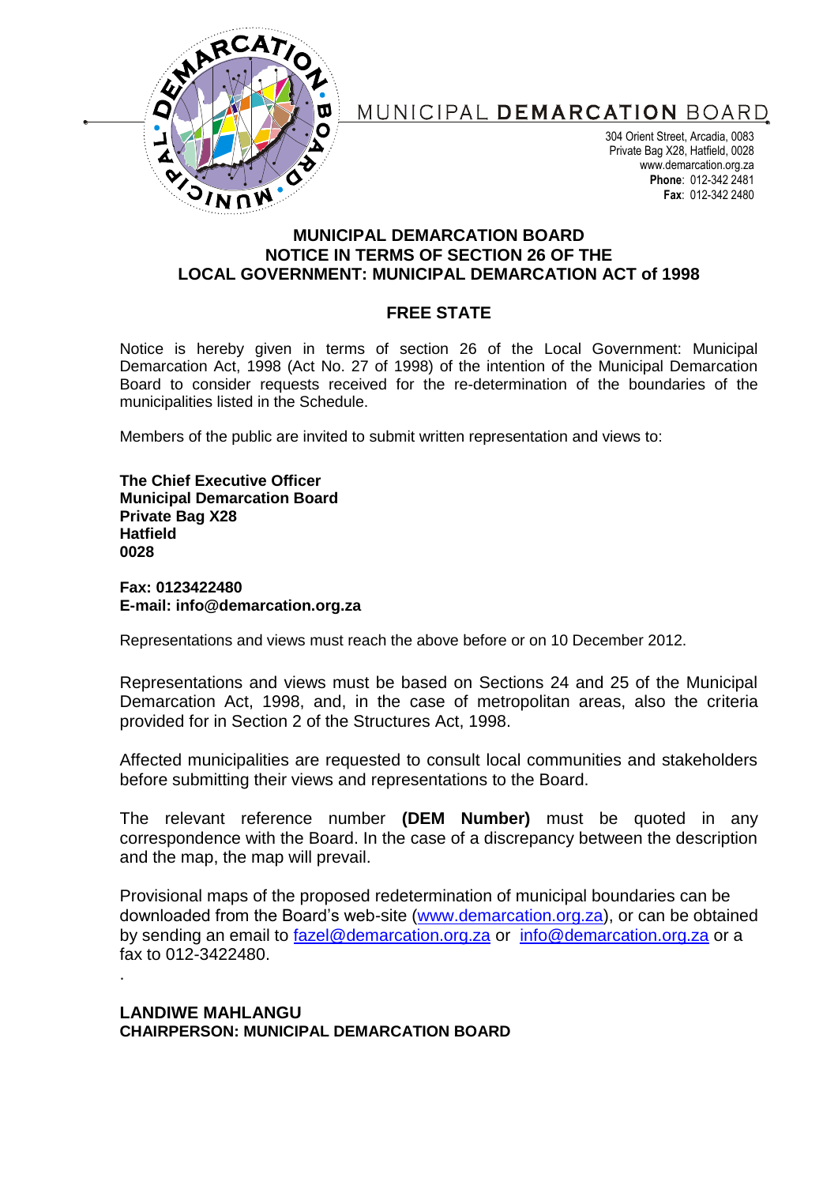MUNICIPAL **DEMARCATION** BOARD

304 Orient Street, Arcadia, 0083
Private Bag X28, Hatfield, 0028
www.demarcation.org.za
**Phone**: 012-342 2481
**Fax**: 012-342 2480

## MUNICIPAL DEMARCATION BOARD
## NOTICE IN TERMS OF SECTION 26 OF THE LOCAL GOVERNMENT: MUNICIPAL DEMARCATION ACT of 1998

## FREE STATE

Notice is hereby given in terms of section 26 of the Local Government: Municipal Demarcation Act, 1998 (Act No. 27 of 1998) of the intention of the Municipal Demarcation Board to consider requests received for the re-determination of the boundaries of the municipalities listed in the Schedule.

Members of the public are invited to submit written representation and views to:

**The Chief Executive Officer**
**Municipal Demarcation Board**
**Private Bag X28**
**Hatfield**
**0028**

**Fax: 0123422480**
**E-mail: info@demarcation.org.za**

Representations and views must reach the above before or on 10 December 2012.

Representations and views must be based on Sections 24 and 25 of the Municipal Demarcation Act, 1998, and, in the case of metropolitan areas, also the criteria provided for in Section 2 of the Structures Act, 1998.

Affected municipalities are requested to consult local communities and stakeholders before submitting their views and representations to the Board.

The relevant reference number **(DEM Number)** must be quoted in any correspondence with the Board. In the case of a discrepancy between the description and the map, the map will prevail.

Provisional maps of the proposed redetermination of municipal boundaries can be downloaded from the Board's web-site (www.demarcation.org.za), or can be obtained by sending an email to fazel@demarcation.org.za or info@demarcation.org.za or a fax to 012-3422480.

.

**LANDIWE MAHLANGU**
**CHAIRPERSON: MUNICIPAL DEMARCATION BOARD**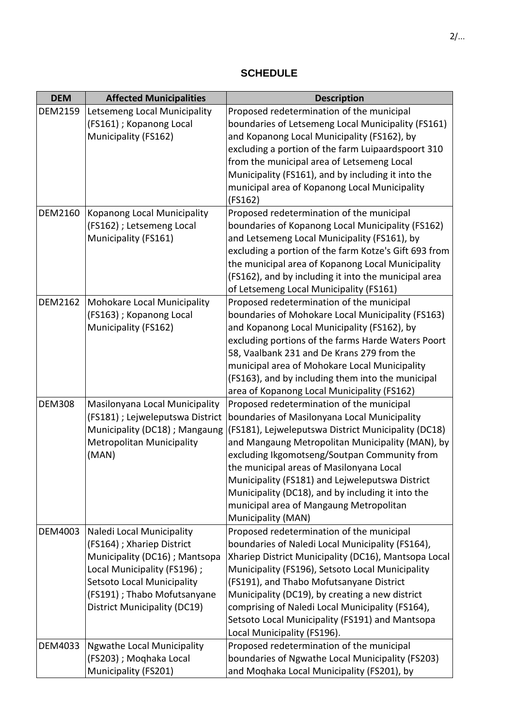## SCHEDULE

| DEM | Affected Municipalities | Description |
|---|---|---|
| DEM2159 | Letsemeng Local Municipality (FS161) ; Kopanong Local Municipality (FS162) | Proposed redetermination of the municipal boundaries of Letsemeng Local Municipality (FS161) and Kopanong Local Municipality (FS162), by excluding a portion of the farm Luipaardspoort 310 from the municipal area of Letsemeng Local Municipality (FS161), and by including it into the municipal area of Kopanong Local Municipality (FS162) |
| DEM2160 | Kopanong Local Municipality (FS162) ; Letsemeng Local Municipality (FS161) | Proposed redetermination of the municipal boundaries of Kopanong Local Municipality (FS162) and Letsemeng Local Municipality (FS161), by excluding a portion of the farm Kotze's Gift 693 from the municipal area of Kopanong Local Municipality (FS162), and by including it into the municipal area of Letsemeng Local Municipality (FS161) |
| DEM2162 | Mohokare Local Municipality (FS163) ; Kopanong Local Municipality (FS162) | Proposed redetermination of the municipal boundaries of Mohokare Local Municipality (FS163) and Kopanong Local Municipality (FS162), by excluding portions of the farms Harde Waters Poort 58, Vaalbank 231 and De Krans 279 from the municipal area of Mohokare Local Municipality (FS163), and by including them into the municipal area of Kopanong Local Municipality (FS162) |
| DEM308 | Masilonyana Local Municipality (FS181) ; Lejweleputswa District Municipality (DC18) ; Mangaung Metropolitan Municipality (MAN) | Proposed redetermination of the municipal boundaries of Masilonyana Local Municipality (FS181), Lejweleputswa District Municipality (DC18) and Mangaung Metropolitan Municipality (MAN), by excluding Ikgomotseng/Soutpan Community from the municipal areas of Masilonyana Local Municipality (FS181) and Lejweleputswa District Municipality (DC18), and by including it into the municipal area of Mangaung Metropolitan Municipality (MAN) |
| DEM4003 | Naledi Local Municipality (FS164) ; Xhariep District Municipality (DC16) ; Mantsopa Local Municipality (FS196) ; Setsoto Local Municipality (FS191) ; Thabo Mofutsanyane District Municipality (DC19) | Proposed redetermination of the municipal boundaries of Naledi Local Municipality (FS164), Xhariep District Municipality (DC16), Mantsopa Local Municipality (FS196), Setsoto Local Municipality (FS191), and Thabo Mofutsanyane District Municipality (DC19), by creating a new district comprising of Naledi Local Municipality (FS164), Setsoto Local Municipality (FS191) and Mantsopa Local Municipality (FS196). |
| DEM4033 | Ngwathe Local Municipality (FS203) ; Moqhaka Local Municipality (FS201) | Proposed redetermination of the municipal boundaries of Ngwathe Local Municipality (FS203) and Moqhaka Local Municipality (FS201), by |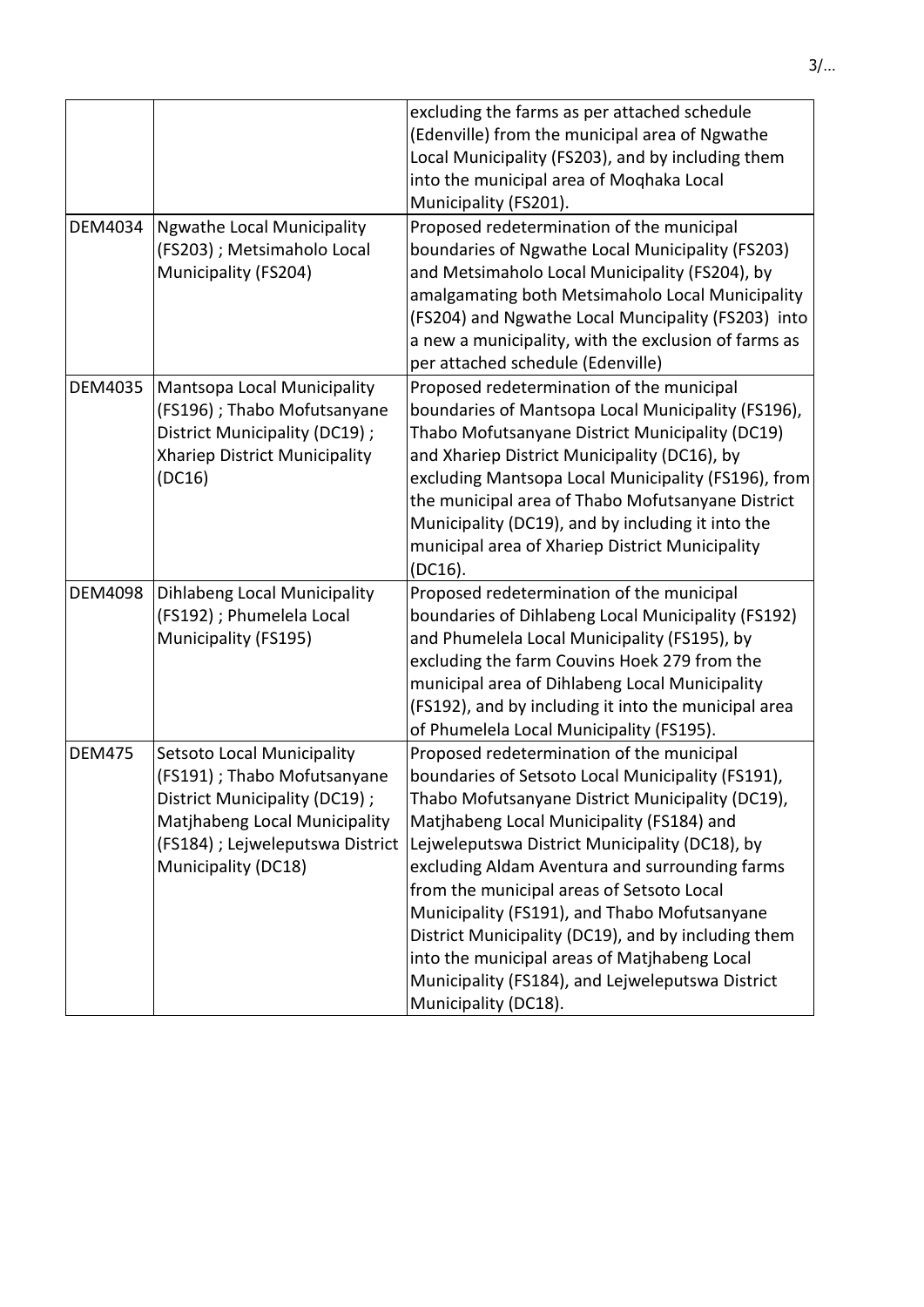| | | |
|---|---|---|
| | | excluding the farms as per attached schedule (Edenville) from the municipal area of Ngwathe Local Municipality (FS203), and by including them into the municipal area of Moqhaka Local Municipality (FS201). |
| DEM4034 | Ngwathe Local Municipality (FS203) ; Metsimaholo Local Municipality (FS204) | Proposed redetermination of the municipal boundaries of Ngwathe Local Municipality (FS203) and Metsimaholo Local Municipality (FS204), by amalgamating both Metsimaholo Local Municipality (FS204) and Ngwathe Local Muncipality (FS203) into a new a municipality, with the exclusion of farms as per attached schedule (Edenville) |
| DEM4035 | Mantsopa Local Municipality (FS196) ; Thabo Mofutsanyane District Municipality (DC19) ; Xhariep District Municipality (DC16) | Proposed redetermination of the municipal boundaries of Mantsopa Local Municipality (FS196), Thabo Mofutsanyane District Municipality (DC19) and Xhariep District Municipality (DC16), by excluding Mantsopa Local Municipality (FS196), from the municipal area of Thabo Mofutsanyane District Municipality (DC19), and by including it into the municipal area of Xhariep District Municipality (DC16). |
| DEM4098 | Dihlabeng Local Municipality (FS192) ; Phumelela Local Municipality (FS195) | Proposed redetermination of the municipal boundaries of Dihlabeng Local Municipality (FS192) and Phumelela Local Municipality (FS195), by excluding the farm Couvins Hoek 279 from the municipal area of Dihlabeng Local Municipality (FS192), and by including it into the municipal area of Phumelela Local Municipality (FS195). |
| DEM475 | Setsoto Local Municipality (FS191) ; Thabo Mofutsanyane District Municipality (DC19) ; Matjhabeng Local Municipality (FS184) ; Lejweleputswa District Municipality (DC18) | Proposed redetermination of the municipal boundaries of Setsoto Local Municipality (FS191), Thabo Mofutsanyane District Municipality (DC19), Matjhabeng Local Municipality (FS184) and Lejweleputswa District Municipality (DC18), by excluding Aldam Aventura and surrounding farms from the municipal areas of Setsoto Local Municipality (FS191), and Thabo Mofutsanyane District Municipality (DC19), and by including them into the municipal areas of Matjhabeng Local Municipality (FS184), and Lejweleputswa District Municipality (DC18). |